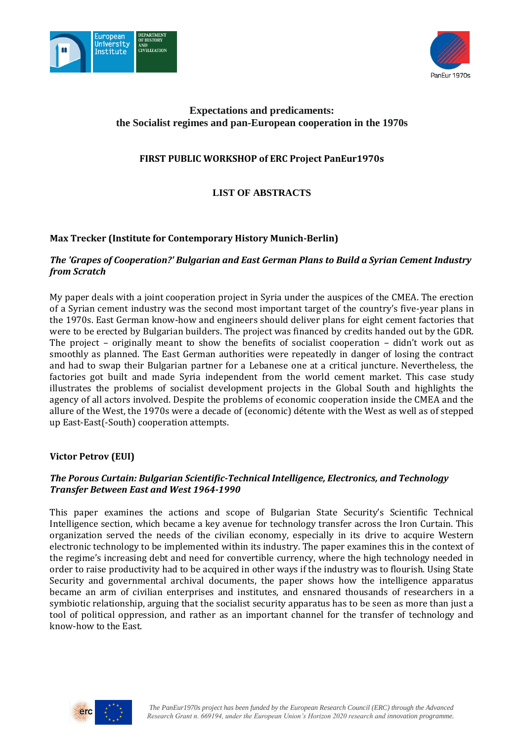# Expectations and predicaments:
# the Socialist regimes and pan-European cooperation in the 1970s

## FIRST PUBLIC WORKSHOP of ERC Project PanEur1970s

## LIST OF ABSTRACTS

### Max Trecker (Institute for Contemporary History Munich-Berlin)

***The 'Grapes of Cooperation?' Bulgarian and East German Plans to Build a Syrian Cement Industry from Scratch***

My paper deals with a joint cooperation project in Syria under the auspices of the CMEA. The erection of a Syrian cement industry was the second most important target of the country's five-year plans in the 1970s. East German know-how and engineers should deliver plans for eight cement factories that were to be erected by Bulgarian builders. The project was financed by credits handed out by the GDR. The project – originally meant to show the benefits of socialist cooperation – didn't work out as smoothly as planned. The East German authorities were repeatedly in danger of losing the contract and had to swap their Bulgarian partner for a Lebanese one at a critical juncture. Nevertheless, the factories got built and made Syria independent from the world cement market. This case study illustrates the problems of socialist development projects in the Global South and highlights the agency of all actors involved. Despite the problems of economic cooperation inside the CMEA and the allure of the West, the 1970s were a decade of (economic) détente with the West as well as of stepped up East-East(-South) cooperation attempts.

### Victor Petrov (EUI)

***The Porous Curtain: Bulgarian Scientific-Technical Intelligence, Electronics, and Technology Transfer Between East and West 1964-1990***

This paper examines the actions and scope of Bulgarian State Security's Scientific Technical Intelligence section, which became a key avenue for technology transfer across the Iron Curtain. This organization served the needs of the civilian economy, especially in its drive to acquire Western electronic technology to be implemented within its industry. The paper examines this in the context of the regime's increasing debt and need for convertible currency, where the high technology needed in order to raise productivity had to be acquired in other ways if the industry was to flourish. Using State Security and governmental archival documents, the paper shows how the intelligence apparatus became an arm of civilian enterprises and institutes, and ensnared thousands of researchers in a symbiotic relationship, arguing that the socialist security apparatus has to be seen as more than just a tool of political oppression, and rather as an important channel for the transfer of technology and know-how to the East.

*The PanEur1970s project has been funded by the European Research Council (ERC) through the Advanced Research Grant n. 669194, under the European Union's Horizon 2020 research and innovation programme.*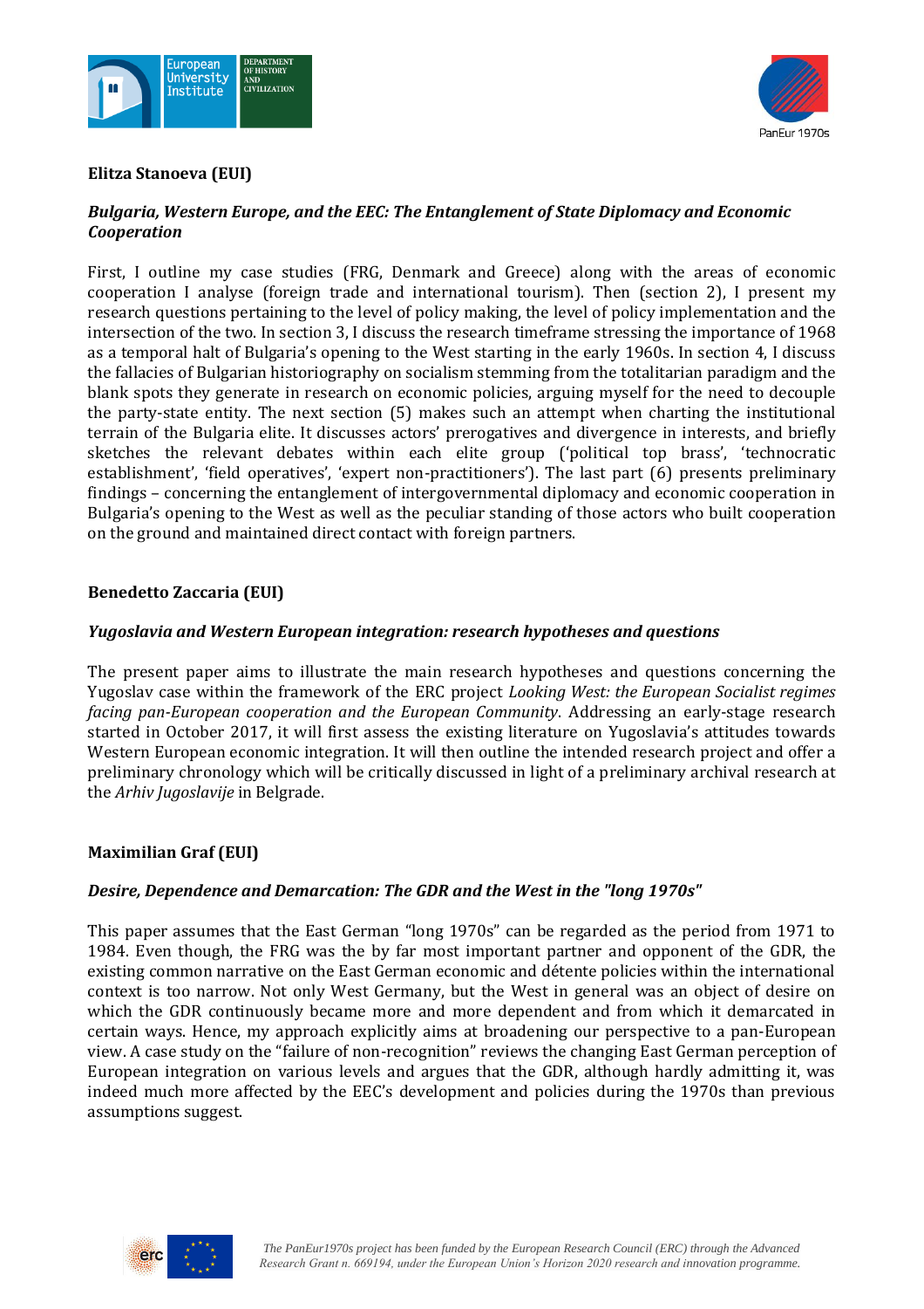**Elitza Stanoeva (EUI)**

***Bulgaria, Western Europe, and the EEC: The Entanglement of State Diplomacy and Economic Cooperation***

First, I outline my case studies (FRG, Denmark and Greece) along with the areas of economic cooperation I analyse (foreign trade and international tourism). Then (section 2), I present my research questions pertaining to the level of policy making, the level of policy implementation and the intersection of the two. In section 3, I discuss the research timeframe stressing the importance of 1968 as a temporal halt of Bulgaria's opening to the West starting in the early 1960s. In section 4, I discuss the fallacies of Bulgarian historiography on socialism stemming from the totalitarian paradigm and the blank spots they generate in research on economic policies, arguing myself for the need to decouple the party-state entity. The next section (5) makes such an attempt when charting the institutional terrain of the Bulgaria elite. It discusses actors' prerogatives and divergence in interests, and briefly sketches the relevant debates within each elite group ('political top brass', 'technocratic establishment', 'field operatives', 'expert non-practitioners'). The last part (6) presents preliminary findings – concerning the entanglement of intergovernmental diplomacy and economic cooperation in Bulgaria's opening to the West as well as the peculiar standing of those actors who built cooperation on the ground and maintained direct contact with foreign partners.

**Benedetto Zaccaria (EUI)**

***Yugoslavia and Western European integration: research hypotheses and questions***

The present paper aims to illustrate the main research hypotheses and questions concerning the Yugoslav case within the framework of the ERC project *Looking West: the European Socialist regimes facing pan-European cooperation and the European Community*. Addressing an early-stage research started in October 2017, it will first assess the existing literature on Yugoslavia's attitudes towards Western European economic integration. It will then outline the intended research project and offer a preliminary chronology which will be critically discussed in light of a preliminary archival research at the *Arhiv Jugoslavije* in Belgrade.

**Maximilian Graf (EUI)**

***Desire, Dependence and Demarcation: The GDR and the West in the "long 1970s"***

This paper assumes that the East German "long 1970s" can be regarded as the period from 1971 to 1984. Even though, the FRG was the by far most important partner and opponent of the GDR, the existing common narrative on the East German economic and détente policies within the international context is too narrow. Not only West Germany, but the West in general was an object of desire on which the GDR continuously became more and more dependent and from which it demarcated in certain ways. Hence, my approach explicitly aims at broadening our perspective to a pan-European view. A case study on the "failure of non-recognition" reviews the changing East German perception of European integration on various levels and argues that the GDR, although hardly admitting it, was indeed much more affected by the EEC's development and policies during the 1970s than previous assumptions suggest.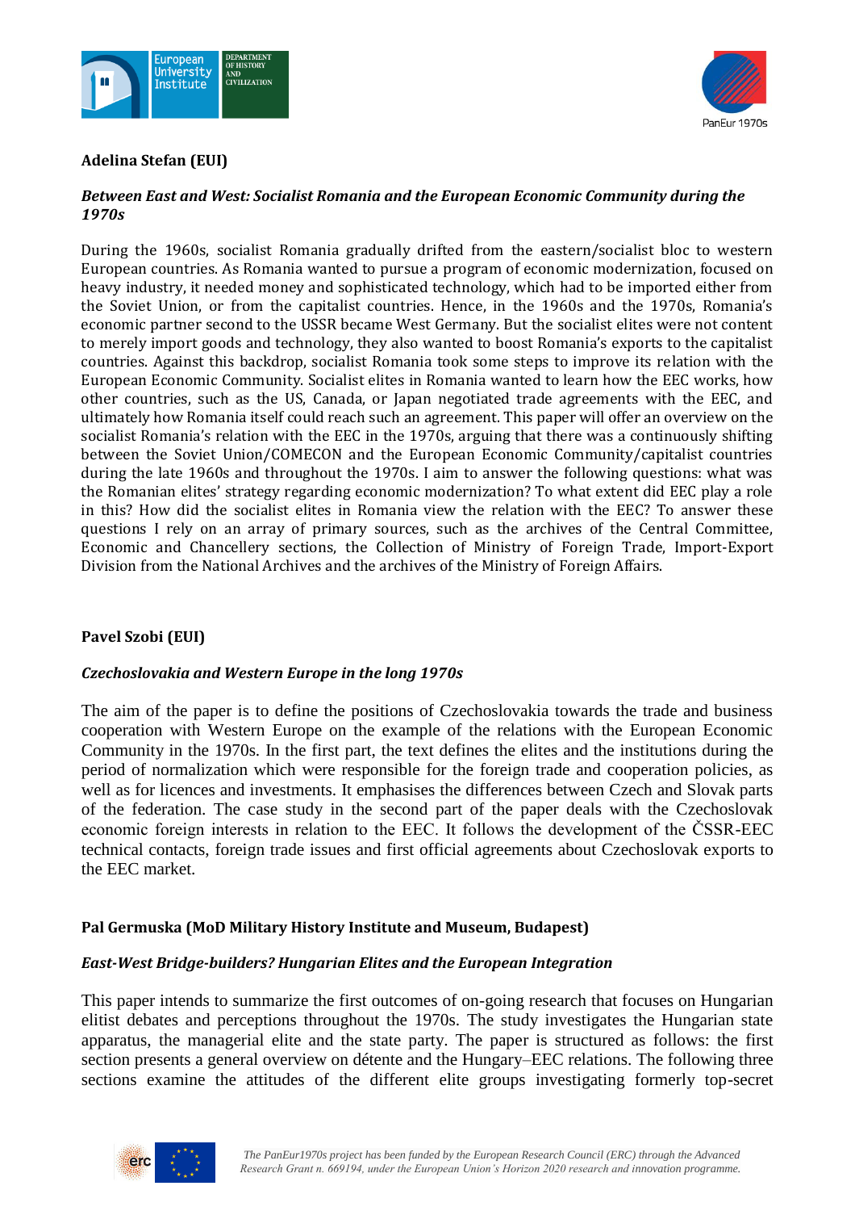**Adelina Stefan (EUI)**

***Between East and West: Socialist Romania and the European Economic Community during the 1970s***

During the 1960s, socialist Romania gradually drifted from the eastern/socialist bloc to western European countries. As Romania wanted to pursue a program of economic modernization, focused on heavy industry, it needed money and sophisticated technology, which had to be imported either from the Soviet Union, or from the capitalist countries. Hence, in the 1960s and the 1970s, Romania's economic partner second to the USSR became West Germany. But the socialist elites were not content to merely import goods and technology, they also wanted to boost Romania's exports to the capitalist countries. Against this backdrop, socialist Romania took some steps to improve its relation with the European Economic Community. Socialist elites in Romania wanted to learn how the EEC works, how other countries, such as the US, Canada, or Japan negotiated trade agreements with the EEC, and ultimately how Romania itself could reach such an agreement. This paper will offer an overview on the socialist Romania's relation with the EEC in the 1970s, arguing that there was a continuously shifting between the Soviet Union/COMECON and the European Economic Community/capitalist countries during the late 1960s and throughout the 1970s. I aim to answer the following questions: what was the Romanian elites' strategy regarding economic modernization? To what extent did EEC play a role in this? How did the socialist elites in Romania view the relation with the EEC? To answer these questions I rely on an array of primary sources, such as the archives of the Central Committee, Economic and Chancellery sections, the Collection of Ministry of Foreign Trade, Import-Export Division from the National Archives and the archives of the Ministry of Foreign Affairs.

**Pavel Szobi (EUI)**

***Czechoslovakia and Western Europe in the long 1970s***

The aim of the paper is to define the positions of Czechoslovakia towards the trade and business cooperation with Western Europe on the example of the relations with the European Economic Community in the 1970s. In the first part, the text defines the elites and the institutions during the period of normalization which were responsible for the foreign trade and cooperation policies, as well as for licences and investments. It emphasises the differences between Czech and Slovak parts of the federation. The case study in the second part of the paper deals with the Czechoslovak economic foreign interests in relation to the EEC. It follows the development of the ČSSR-EEC technical contacts, foreign trade issues and first official agreements about Czechoslovak exports to the EEC market.

**Pal Germuska (MoD Military History Institute and Museum, Budapest)**

***East-West Bridge-builders? Hungarian Elites and the European Integration***

This paper intends to summarize the first outcomes of on-going research that focuses on Hungarian elitist debates and perceptions throughout the 1970s. The study investigates the Hungarian state apparatus, the managerial elite and the state party. The paper is structured as follows: the first section presents a general overview on détente and the Hungary–EEC relations. The following three sections examine the attitudes of the different elite groups investigating formerly top-secret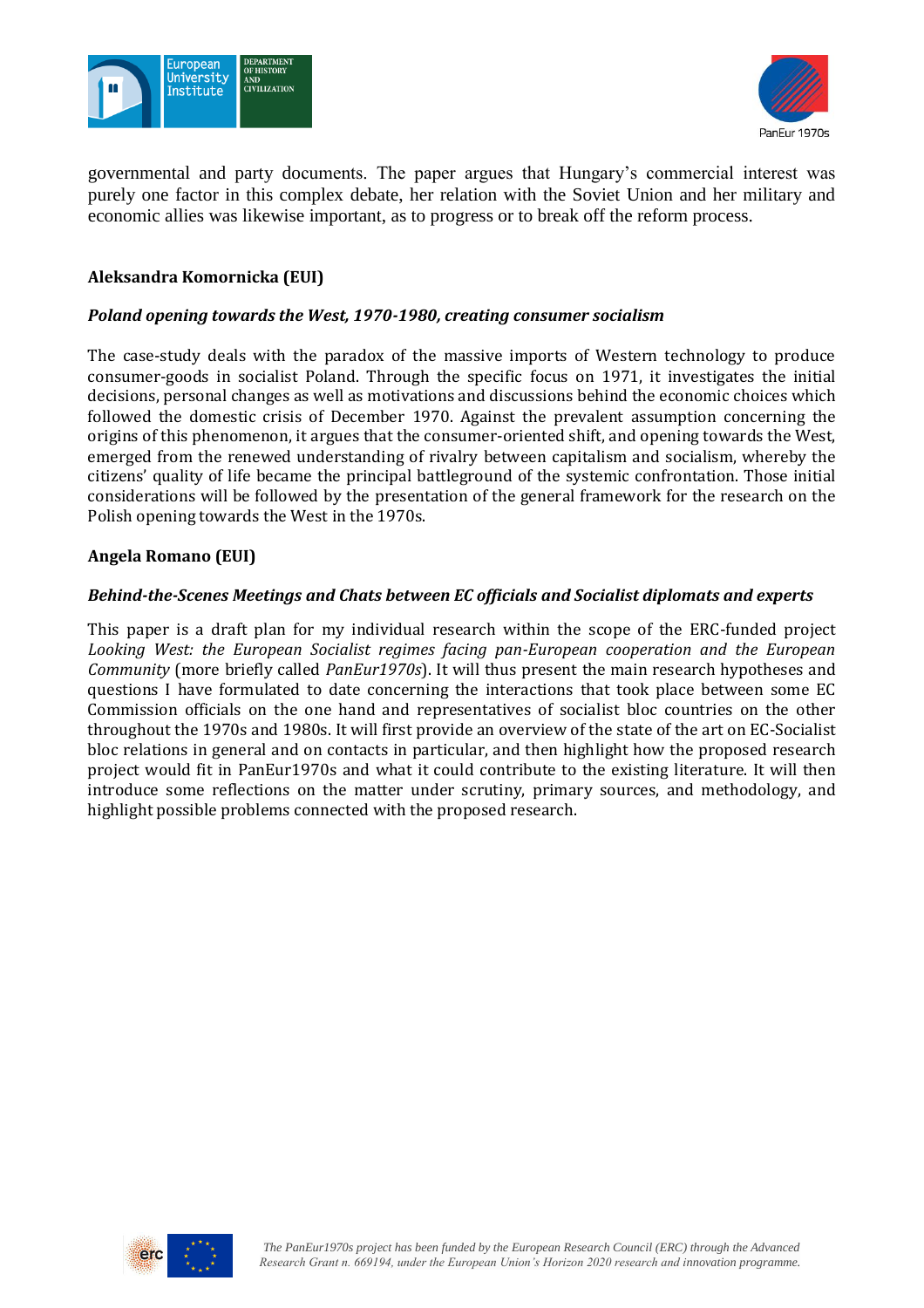governmental and party documents. The paper argues that Hungary's commercial interest was purely one factor in this complex debate, her relation with the Soviet Union and her military and economic allies was likewise important, as to progress or to break off the reform process.

**Aleksandra Komornicka (EUI)**

***Poland opening towards the West, 1970-1980, creating consumer socialism***

The case-study deals with the paradox of the massive imports of Western technology to produce consumer-goods in socialist Poland. Through the specific focus on 1971, it investigates the initial decisions, personal changes as well as motivations and discussions behind the economic choices which followed the domestic crisis of December 1970. Against the prevalent assumption concerning the origins of this phenomenon, it argues that the consumer-oriented shift, and opening towards the West, emerged from the renewed understanding of rivalry between capitalism and socialism, whereby the citizens' quality of life became the principal battleground of the systemic confrontation. Those initial considerations will be followed by the presentation of the general framework for the research on the Polish opening towards the West in the 1970s.

**Angela Romano (EUI)**

***Behind-the-Scenes Meetings and Chats between EC officials and Socialist diplomats and experts***

This paper is a draft plan for my individual research within the scope of the ERC-funded project *Looking West: the European Socialist regimes facing pan-European cooperation and the European Community* (more briefly called *PanEur1970s*). It will thus present the main research hypotheses and questions I have formulated to date concerning the interactions that took place between some EC Commission officials on the one hand and representatives of socialist bloc countries on the other throughout the 1970s and 1980s. It will first provide an overview of the state of the art on EC-Socialist bloc relations in general and on contacts in particular, and then highlight how the proposed research project would fit in PanEur1970s and what it could contribute to the existing literature. It will then introduce some reflections on the matter under scrutiny, primary sources, and methodology, and highlight possible problems connected with the proposed research.